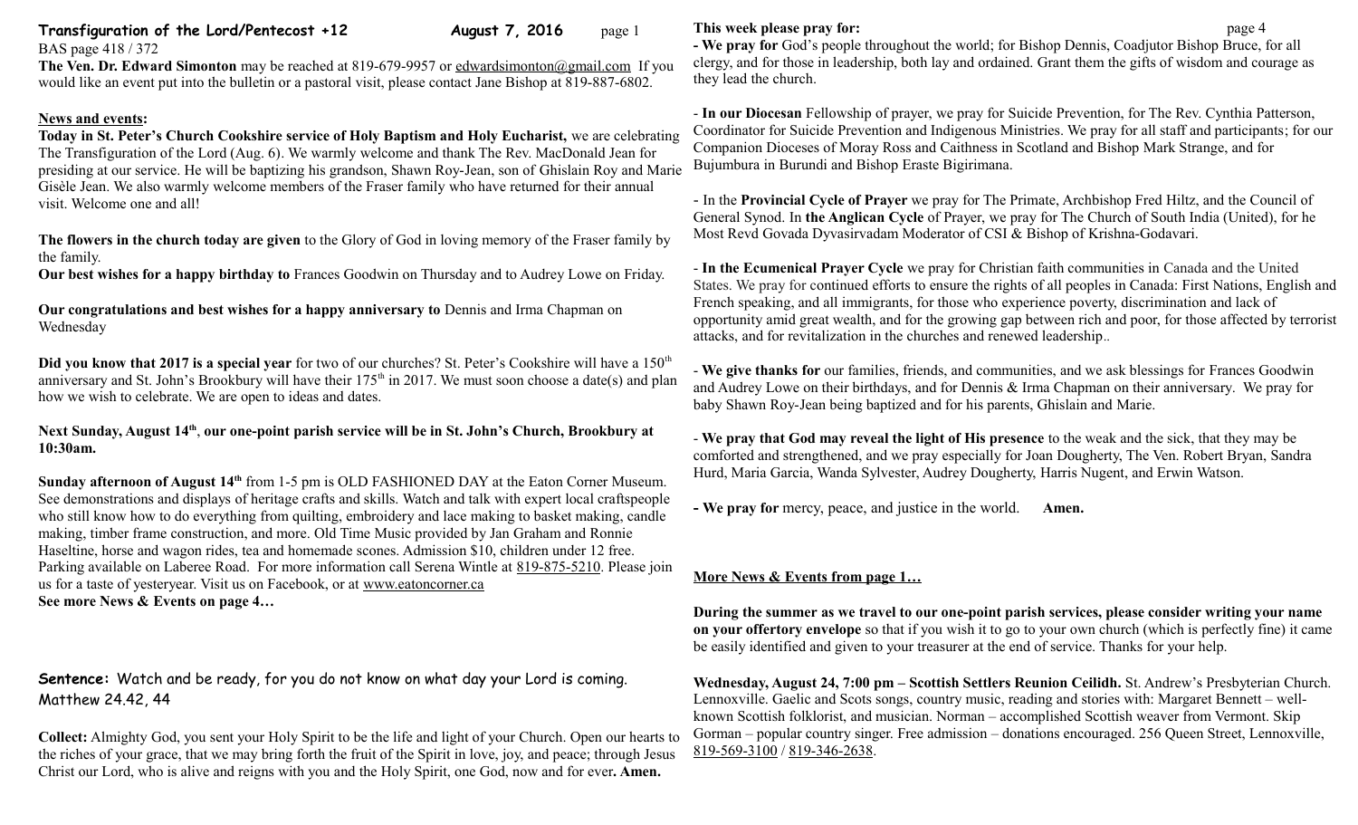**Transfiguration of the Lord/Pentecost +12** **August 7, 2016**

BAS page 418 / 372

**The Ven. Dr. Edward Simonton** may be reached at 819-679-9957 or edwardsimonton@gmail.com If you would like an event put into the bulletin or a pastoral visit, please contact Jane Bishop at 819-887-6802.

**News and events:**

**Today in St. Peter's Church Cookshire service of Holy Baptism and Holy Eucharist,** we are celebrating The Transfiguration of the Lord (Aug. 6). We warmly welcome and thank The Rev. MacDonald Jean for presiding at our service. He will be baptizing his grandson, Shawn Roy-Jean, son of Ghislain Roy and Marie Gisèle Jean. We also warmly welcome members of the Fraser family who have returned for their annual visit. Welcome one and all!

**The flowers in the church today are given** to the Glory of God in loving memory of the Fraser family by the family.

**Our best wishes for a happy birthday to** Frances Goodwin on Thursday and to Audrey Lowe on Friday.

**Our congratulations and best wishes for a happy anniversary to** Dennis and Irma Chapman on Wednesday

**Did you know that 2017 is a special year** for two of our churches? St. Peter's Cookshire will have a 150th anniversary and St. John's Brookbury will have their 175th in 2017. We must soon choose a date(s) and plan how we wish to celebrate. We are open to ideas and dates.

**Next Sunday, August 14th, our one-point parish service will be in St. John's Church, Brookbury at 10:30am.**

**Sunday afternoon of August 14th** from 1-5 pm is OLD FASHIONED DAY at the Eaton Corner Museum. See demonstrations and displays of heritage crafts and skills. Watch and talk with expert local craftspeople who still know how to do everything from quilting, embroidery and lace making to basket making, candle making, timber frame construction, and more. Old Time Music provided by Jan Graham and Ronnie Haseltine, horse and wagon rides, tea and homemade scones. Admission $10, children under 12 free. Parking available on Laberee Road. For more information call Serena Wintle at 819-875-5210. Please join us for a taste of yesteryear. Visit us on Facebook, or at www.eatoncorner.ca

**See more News & Events on page 4…**

**Sentence:** Watch and be ready, for you do not know on what day your Lord is coming. Matthew 24.42, 44

**Collect:** Almighty God, you sent your Holy Spirit to be the life and light of your Church. Open our hearts to the riches of your grace, that we may bring forth the fruit of the Spirit in love, joy, and peace; through Jesus Christ our Lord, who is alive and reigns with you and the Holy Spirit, one God, now and for ever**. Amen.**

**This week please pray for:**

**- We pray for** God's people throughout the world; for Bishop Dennis, Coadjutor Bishop Bruce, for all clergy, and for those in leadership, both lay and ordained. Grant them the gifts of wisdom and courage as they lead the church.

- **In our Diocesan** Fellowship of prayer, we pray for Suicide Prevention, for The Rev. Cynthia Patterson, Coordinator for Suicide Prevention and Indigenous Ministries. We pray for all staff and participants; for our Companion Dioceses of Moray Ross and Caithness in Scotland and Bishop Mark Strange, and for Bujumbura in Burundi and Bishop Eraste Bigirimana.

- In the **Provincial Cycle of Prayer** we pray for The Primate, Archbishop Fred Hiltz, and the Council of General Synod. In **the Anglican Cycle** of Prayer, we pray for The Church of South India (United), for he Most Revd Govada Dyvasirvadam Moderator of CSI & Bishop of Krishna-Godavari.

- **In the Ecumenical Prayer Cycle** we pray for Christian faith communities in Canada and the United States. We pray for continued efforts to ensure the rights of all peoples in Canada: First Nations, English and French speaking, and all immigrants, for those who experience poverty, discrimination and lack of opportunity amid great wealth, and for the growing gap between rich and poor, for those affected by terrorist attacks, and for revitalization in the churches and renewed leadership..

- **We give thanks for** our families, friends, and communities, and we ask blessings for Frances Goodwin and Audrey Lowe on their birthdays, and for Dennis & Irma Chapman on their anniversary. We pray for baby Shawn Roy-Jean being baptized and for his parents, Ghislain and Marie.

- **We pray that God may reveal the light of His presence** to the weak and the sick, that they may be comforted and strengthened, and we pray especially for Joan Dougherty, The Ven. Robert Bryan, Sandra Hurd, Maria Garcia, Wanda Sylvester, Audrey Dougherty, Harris Nugent, and Erwin Watson.

**- We pray for** mercy, peace, and justice in the world. **Amen.**

**More News & Events from page 1…**

**During the summer as we travel to our one-point parish services, please consider writing your name on your offertory envelope** so that if you wish it to go to your own church (which is perfectly fine) it came be easily identified and given to your treasurer at the end of service. Thanks for your help.

**Wednesday, August 24, 7:00 pm – Scottish Settlers Reunion Ceilidh.** St. Andrew's Presbyterian Church. Lennoxville. Gaelic and Scots songs, country music, reading and stories with: Margaret Bennett – well-known Scottish folklorist, and musician. Norman – accomplished Scottish weaver from Vermont. Skip Gorman – popular country singer. Free admission – donations encouraged. 256 Queen Street, Lennoxville, 819-569-3100 / 819-346-2638.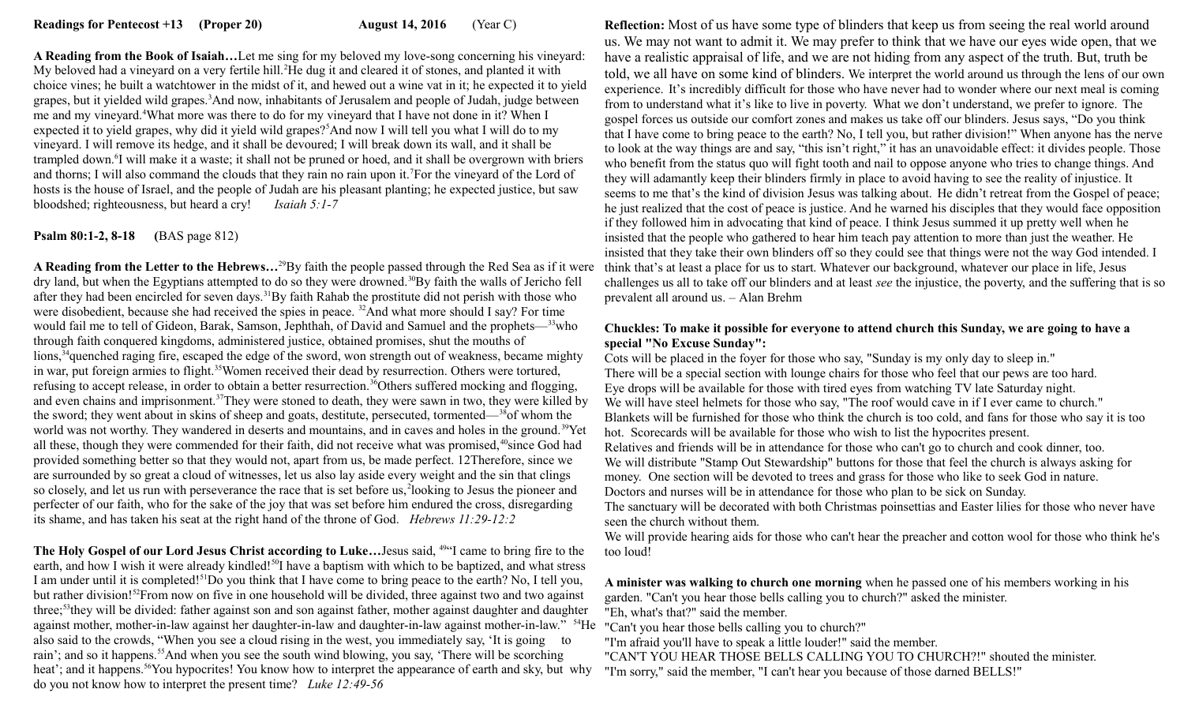**Readings for Pentecost +13 (Proper 20) August 14, 2016 (Year C)**

**A Reading from the Book of Isaiah…**Let me sing for my beloved my love-song concerning his vineyard: My beloved had a vineyard on a very fertile hill.[2]He dug it and cleared it of stones, and planted it with choice vines; he built a watchtower in the midst of it, and hewed out a wine vat in it; he expected it to yield grapes, but it yielded wild grapes.[3]And now, inhabitants of Jerusalem and people of Judah, judge between me and my vineyard.[4]What more was there to do for my vineyard that I have not done in it? When I expected it to yield grapes, why did it yield wild grapes?[5]And now I will tell you what I will do to my vineyard. I will remove its hedge, and it shall be devoured; I will break down its wall, and it shall be trampled down.[6]I will make it a waste; it shall not be pruned or hoed, and it shall be overgrown with briers and thorns; I will also command the clouds that they rain no rain upon it.[7]For the vineyard of the Lord of hosts is the house of Israel, and the people of Judah are his pleasant planting; he expected justice, but saw bloodshed; righteousness, but heard a cry! *Isaiah 5:1-7*

**Psalm 80:1-2, 8-18** (BAS page 812)

**A Reading from the Letter to the Hebrews…**[29]By faith the people passed through the Red Sea as if it were dry land, but when the Egyptians attempted to do so they were drowned.[30]By faith the walls of Jericho fell after they had been encircled for seven days.[31]By faith Rahab the prostitute did not perish with those who were disobedient, because she had received the spies in peace. [32]And what more should I say? For time would fail me to tell of Gideon, Barak, Samson, Jephthah, of David and Samuel and the prophets—[33]who through faith conquered kingdoms, administered justice, obtained promises, shut the mouths of lions,[34]quenched raging fire, escaped the edge of the sword, won strength out of weakness, became mighty in war, put foreign armies to flight.[35]Women received their dead by resurrection. Others were tortured, refusing to accept release, in order to obtain a better resurrection.[36]Others suffered mocking and flogging, and even chains and imprisonment.[37]They were stoned to death, they were sawn in two, they were killed by the sword; they went about in skins of sheep and goats, destitute, persecuted, tormented—[38]of whom the world was not worthy. They wandered in deserts and mountains, and in caves and holes in the ground.[39]Yet all these, though they were commended for their faith, did not receive what was promised,[40]since God had provided something better so that they would not, apart from us, be made perfect. 12Therefore, since we are surrounded by so great a cloud of witnesses, let us also lay aside every weight and the sin that clings so closely, and let us run with perseverance the race that is set before us,[2]looking to Jesus the pioneer and perfecter of our faith, who for the sake of the joy that was set before him endured the cross, disregarding its shame, and has taken his seat at the right hand of the throne of God. *Hebrews 11:29-12:2*

**The Holy Gospel of our Lord Jesus Christ according to Luke…**Jesus said, [49]"I came to bring fire to the earth, and how I wish it were already kindled![50]I have a baptism with which to be baptized, and what stress I am under until it is completed![51]Do you think that I have come to bring peace to the earth? No, I tell you, but rather division![52]From now on five in one household will be divided, three against two and two against three;[53]they will be divided: father against son and son against father, mother against daughter and daughter against mother, mother-in-law against her daughter-in-law and daughter-in-law against mother-in-law." [54]He also said to the crowds, "When you see a cloud rising in the west, you immediately say, 'It is going to rain'; and so it happens.[55]And when you see the south wind blowing, you say, 'There will be scorching heat'; and it happens.[56]You hypocrites! You know how to interpret the appearance of earth and sky, but why do you not know how to interpret the present time? *Luke 12:49-56*

**Reflection:** Most of us have some type of blinders that keep us from seeing the real world around us. We may not want to admit it. We may prefer to think that we have our eyes wide open, that we have a realistic appraisal of life, and we are not hiding from any aspect of the truth. But, truth be told, we all have on some kind of blinders. We interpret the world around us through the lens of our own experience. It's incredibly difficult for those who have never had to wonder where our next meal is coming from to understand what it's like to live in poverty. What we don't understand, we prefer to ignore. The gospel forces us outside our comfort zones and makes us take off our blinders. Jesus says, "Do you think that I have come to bring peace to the earth? No, I tell you, but rather division!" When anyone has the nerve to look at the way things are and say, "this isn't right," it has an unavoidable effect: it divides people. Those who benefit from the status quo will fight tooth and nail to oppose anyone who tries to change things. And they will adamantly keep their blinders firmly in place to avoid having to see the reality of injustice. It seems to me that's the kind of division Jesus was talking about. He didn't retreat from the Gospel of peace; he just realized that the cost of peace is justice. And he warned his disciples that they would face opposition if they followed him in advocating that kind of peace. I think Jesus summed it up pretty well when he insisted that the people who gathered to hear him teach pay attention to more than just the weather. He insisted that they take their own blinders off so they could see that things were not the way God intended. I think that's at least a place for us to start. Whatever our background, whatever our place in life, Jesus challenges us all to take off our blinders and at least *see* the injustice, the poverty, and the suffering that is so prevalent all around us. – Alan Brehm

**Chuckles: To make it possible for everyone to attend church this Sunday, we are going to have a special "No Excuse Sunday":**

Cots will be placed in the foyer for those who say, "Sunday is my only day to sleep in."
There will be a special section with lounge chairs for those who feel that our pews are too hard.
Eye drops will be available for those with tired eyes from watching TV late Saturday night.
We will have steel helmets for those who say, "The roof would cave in if I ever came to church."
Blankets will be furnished for those who think the church is too cold, and fans for those who say it is too hot. Scorecards will be available for those who wish to list the hypocrites present.
Relatives and friends will be in attendance for those who can't go to church and cook dinner, too.
We will distribute "Stamp Out Stewardship" buttons for those that feel the church is always asking for money. One section will be devoted to trees and grass for those who like to seek God in nature.
Doctors and nurses will be in attendance for those who plan to be sick on Sunday.
The sanctuary will be decorated with both Christmas poinsettias and Easter lilies for those who never have seen the church without them.
We will provide hearing aids for those who can't hear the preacher and cotton wool for those who think he's too loud!

**A minister was walking to church one morning** when he passed one of his members working in his garden. "Can't you hear those bells calling you to church?" asked the minister.
"Eh, what's that?" said the member.
"Can't you hear those bells calling you to church?"
"I'm afraid you'll have to speak a little louder!" said the member.
"CAN'T YOU HEAR THOSE BELLS CALLING YOU TO CHURCH?!" shouted the minister.
"I'm sorry," said the member, "I can't hear you because of those darned BELLS!"